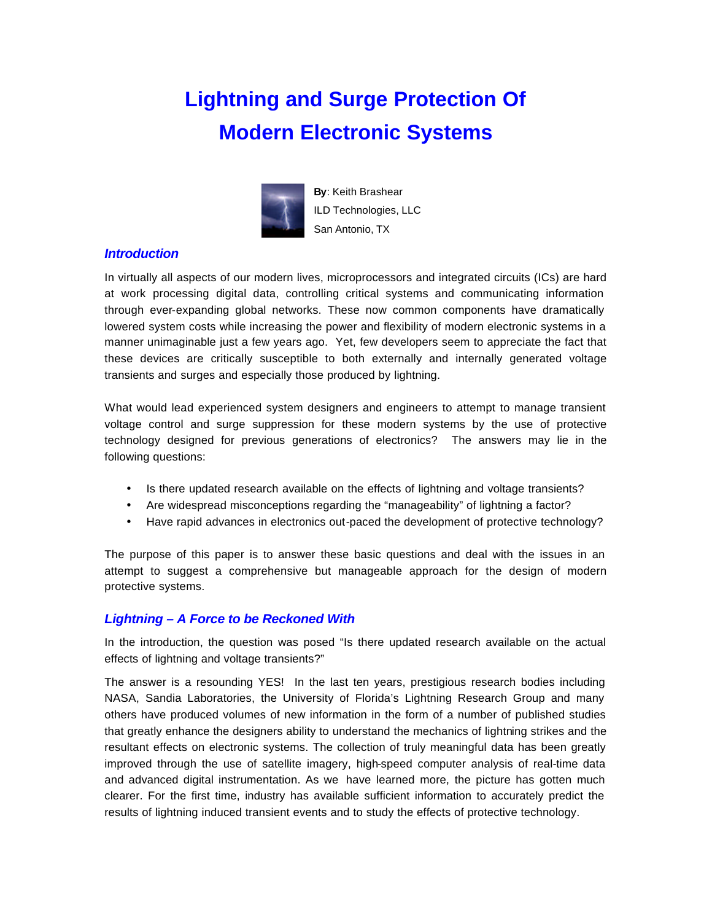# Lightning and Surge Protection Of Modern Electronic Systems

**By**: Keith Brashear
ILD Technologies, LLC
San Antonio, TX

## *Introduction*

In virtually all aspects of our modern lives, microprocessors and integrated circuits (ICs) are hard at work processing digital data, controlling critical systems and communicating information through ever-expanding global networks. These now common components have dramatically lowered system costs while increasing the power and flexibility of modern electronic systems in a manner unimaginable just a few years ago. Yet, few developers seem to appreciate the fact that these devices are critically susceptible to both externally and internally generated voltage transients and surges and especially those produced by lightning.

What would lead experienced system designers and engineers to attempt to manage transient voltage control and surge suppression for these modern systems by the use of protective technology designed for previous generations of electronics? The answers may lie in the following questions:

- Is there updated research available on the effects of lightning and voltage transients?
- Are widespread misconceptions regarding the "manageability" of lightning a factor?
- Have rapid advances in electronics out-paced the development of protective technology?

The purpose of this paper is to answer these basic questions and deal with the issues in an attempt to suggest a comprehensive but manageable approach for the design of modern protective systems.

## *Lightning – A Force to be Reckoned With*

In the introduction, the question was posed "Is there updated research available on the actual effects of lightning and voltage transients?"

The answer is a resounding YES! In the last ten years, prestigious research bodies including NASA, Sandia Laboratories, the University of Florida's Lightning Research Group and many others have produced volumes of new information in the form of a number of published studies that greatly enhance the designers ability to understand the mechanics of lightning strikes and the resultant effects on electronic systems. The collection of truly meaningful data has been greatly improved through the use of satellite imagery, high-speed computer analysis of real-time data and advanced digital instrumentation. As we have learned more, the picture has gotten much clearer. For the first time, industry has available sufficient information to accurately predict the results of lightning induced transient events and to study the effects of protective technology.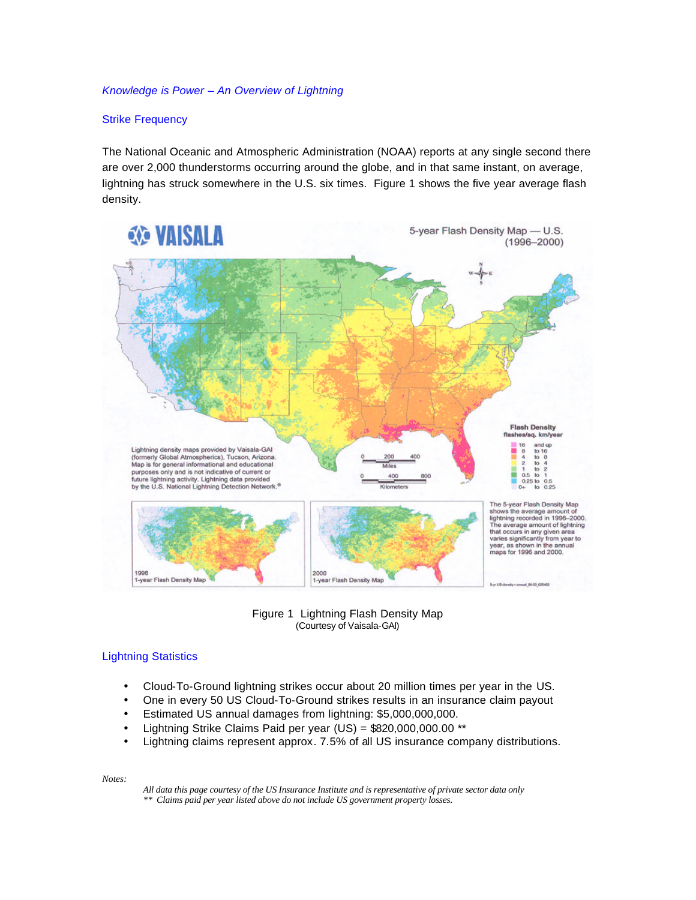*Knowledge is Power – An Overview of Lightning*

## Strike Frequency

The National Oceanic and Atmospheric Administration (NOAA) reports at any single second there are over 2,000 thunderstorms occurring around the globe, and in that same instant, on average, lightning has struck somewhere in the U.S. six times. Figure 1 shows the five year average flash density.

Figure 1 Lightning Flash Density Map
(Courtesy of Vaisala-GAI)

## Lightning Statistics

- Cloud-To-Ground lightning strikes occur about 20 million times per year in the US.
- One in every 50 US Cloud-To-Ground strikes results in an insurance claim payout
- Estimated US annual damages from lightning: $5,000,000,000.
- Lightning Strike Claims Paid per year (US) = $820,000,000.00 **
- Lightning claims represent approx. 7.5% of all US insurance company distributions.

*Notes:*

*All data this page courtesy of the US Insurance Institute and is representative of private sector data only*
*** Claims paid per year listed above do not include US government property losses.*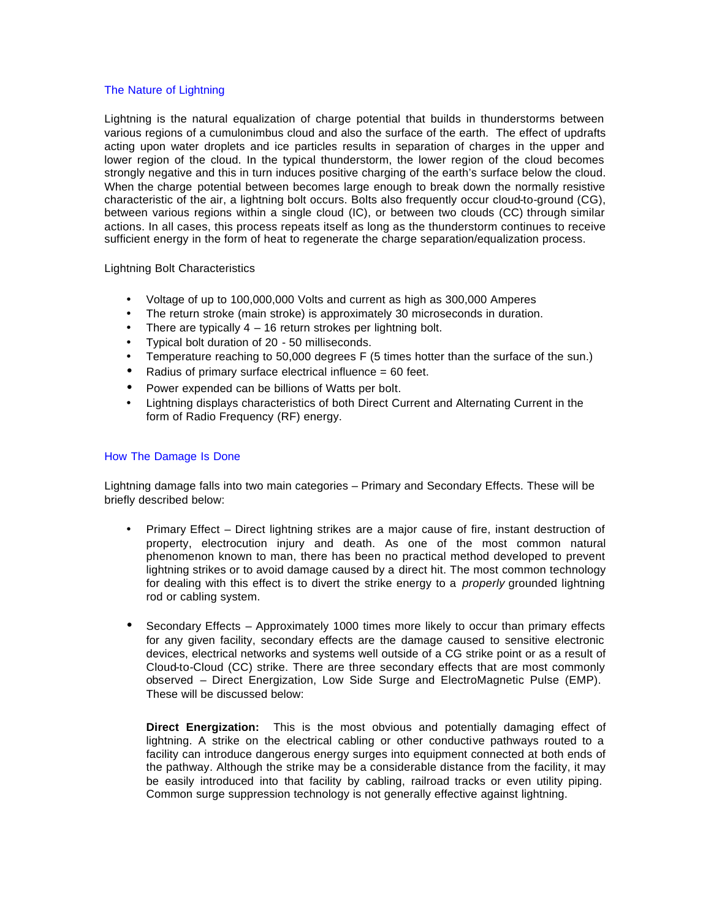## The Nature of Lightning

Lightning is the natural equalization of charge potential that builds in thunderstorms between various regions of a cumulonimbus cloud and also the surface of the earth. The effect of updrafts acting upon water droplets and ice particles results in separation of charges in the upper and lower region of the cloud. In the typical thunderstorm, the lower region of the cloud becomes strongly negative and this in turn induces positive charging of the earth's surface below the cloud. When the charge potential between becomes large enough to break down the normally resistive characteristic of the air, a lightning bolt occurs. Bolts also frequently occur cloud-to-ground (CG), between various regions within a single cloud (IC), or between two clouds (CC) through similar actions. In all cases, this process repeats itself as long as the thunderstorm continues to receive sufficient energy in the form of heat to regenerate the charge separation/equalization process.

Lightning Bolt Characteristics

- Voltage of up to 100,000,000 Volts and current as high as 300,000 Amperes
- The return stroke (main stroke) is approximately 30 microseconds in duration.
- There are typically 4 – 16 return strokes per lightning bolt.
- Typical bolt duration of 20 - 50 milliseconds.
- Temperature reaching to 50,000 degrees F (5 times hotter than the surface of the sun.)
- Radius of primary surface electrical influence = 60 feet.
- Power expended can be billions of Watts per bolt.
- Lightning displays characteristics of both Direct Current and Alternating Current in the form of Radio Frequency (RF) energy.

## How The Damage Is Done

Lightning damage falls into two main categories – Primary and Secondary Effects. These will be briefly described below:

- Primary Effect – Direct lightning strikes are a major cause of fire, instant destruction of property, electrocution injury and death. As one of the most common natural phenomenon known to man, there has been no practical method developed to prevent lightning strikes or to avoid damage caused by a direct hit. The most common technology for dealing with this effect is to divert the strike energy to a *properly* grounded lightning rod or cabling system.

- Secondary Effects – Approximately 1000 times more likely to occur than primary effects for any given facility, secondary effects are the damage caused to sensitive electronic devices, electrical networks and systems well outside of a CG strike point or as a result of Cloud-to-Cloud (CC) strike. There are three secondary effects that are most commonly observed – Direct Energization, Low Side Surge and ElectroMagnetic Pulse (EMP). These will be discussed below:

  **Direct Energization:** This is the most obvious and potentially damaging effect of lightning. A strike on the electrical cabling or other conductive pathways routed to a facility can introduce dangerous energy surges into equipment connected at both ends of the pathway. Although the strike may be a considerable distance from the facility, it may be easily introduced into that facility by cabling, railroad tracks or even utility piping. Common surge suppression technology is not generally effective against lightning.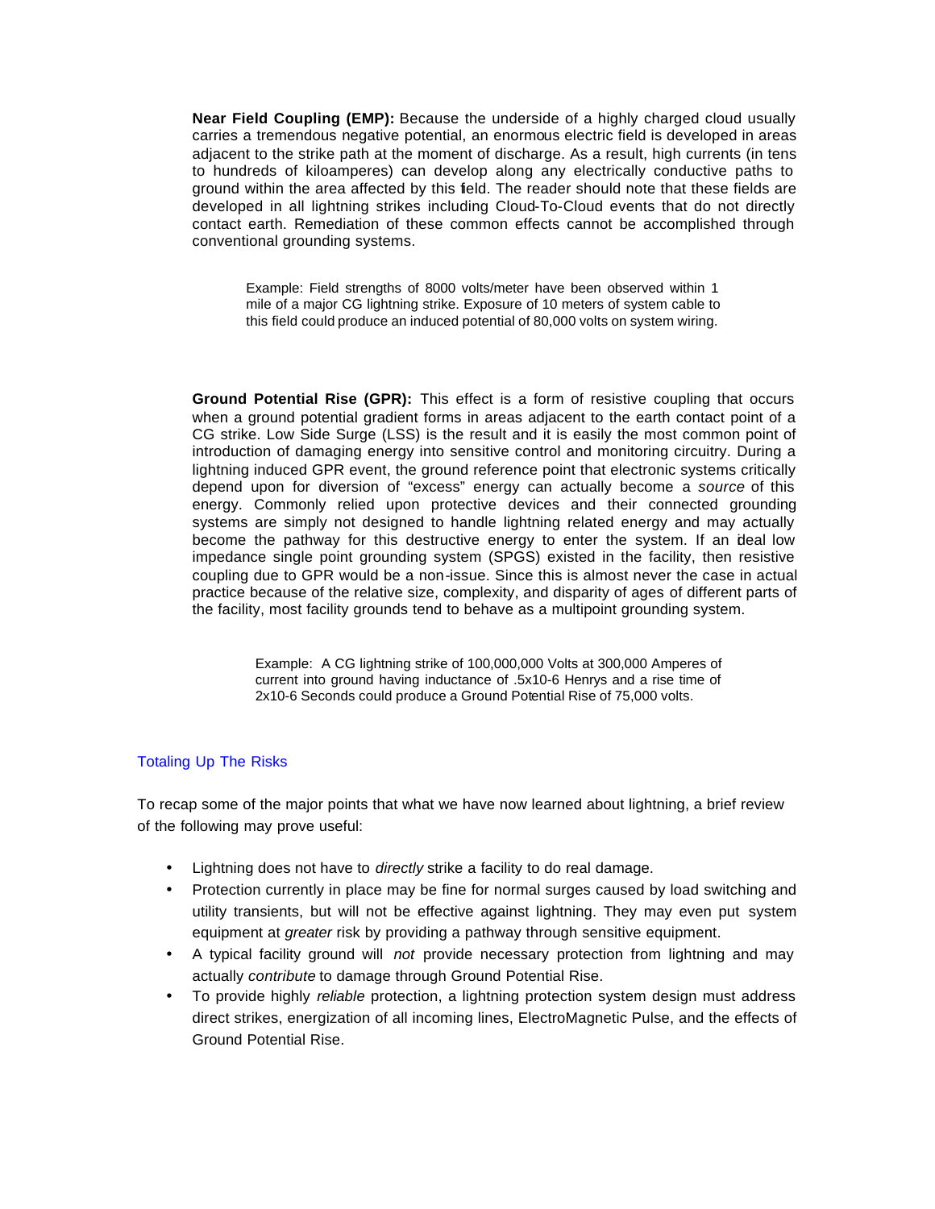**Near Field Coupling (EMP):** Because the underside of a highly charged cloud usually carries a tremendous negative potential, an enormous electric field is developed in areas adjacent to the strike path at the moment of discharge. As a result, high currents (in tens to hundreds of kiloamperes) can develop along any electrically conductive paths to ground within the area affected by this field. The reader should note that these fields are developed in all lightning strikes including Cloud-To-Cloud events that do not directly contact earth. Remediation of these common effects cannot be accomplished through conventional grounding systems.

> Example: Field strengths of 8000 volts/meter have been observed within 1 mile of a major CG lightning strike. Exposure of 10 meters of system cable to this field could produce an induced potential of 80,000 volts on system wiring.

**Ground Potential Rise (GPR):** This effect is a form of resistive coupling that occurs when a ground potential gradient forms in areas adjacent to the earth contact point of a CG strike. Low Side Surge (LSS) is the result and it is easily the most common point of introduction of damaging energy into sensitive control and monitoring circuitry. During a lightning induced GPR event, the ground reference point that electronic systems critically depend upon for diversion of "excess" energy can actually become a *source* of this energy. Commonly relied upon protective devices and their connected grounding systems are simply not designed to handle lightning related energy and may actually become the pathway for this destructive energy to enter the system. If an ideal low impedance single point grounding system (SPGS) existed in the facility, then resistive coupling due to GPR would be a non-issue. Since this is almost never the case in actual practice because of the relative size, complexity, and disparity of ages of different parts of the facility, most facility grounds tend to behave as a multipoint grounding system.

> Example: A CG lightning strike of 100,000,000 Volts at 300,000 Amperes of current into ground having inductance of $.5 \times 10^{-6}$ Henrys and a rise time of $2 \times 10^{-6}$ Seconds could produce a Ground Potential Rise of 75,000 volts.

## Totaling Up The Risks

To recap some of the major points that what we have now learned about lightning, a brief review of the following may prove useful:

- Lightning does not have to *directly* strike a facility to do real damage.
- Protection currently in place may be fine for normal surges caused by load switching and utility transients, but will not be effective against lightning. They may even put system equipment at *greater* risk by providing a pathway through sensitive equipment.
- A typical facility ground will *not* provide necessary protection from lightning and may actually *contribute* to damage through Ground Potential Rise.
- To provide highly *reliable* protection, a lightning protection system design must address direct strikes, energization of all incoming lines, ElectroMagnetic Pulse, and the effects of Ground Potential Rise.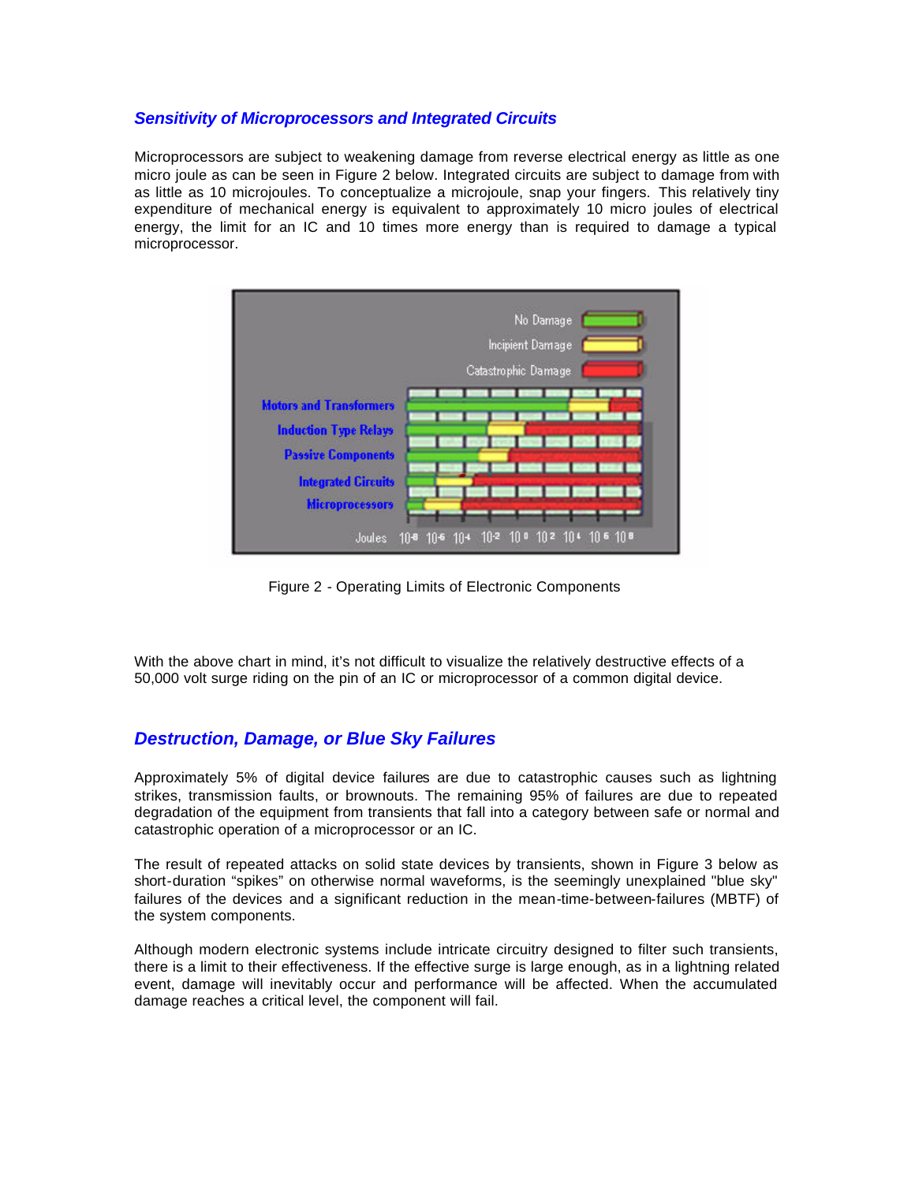### *Sensitivity of Microprocessors and Integrated Circuits*

Microprocessors are subject to weakening damage from reverse electrical energy as little as one micro joule as can be seen in Figure 2 below. Integrated circuits are subject to damage from with as little as 10 microjoules. To conceptualize a microjoule, snap your fingers. This relatively tiny expenditure of mechanical energy is equivalent to approximately 10 micro joules of electrical energy, the limit for an IC and 10 times more energy than is required to damage a typical microprocessor.

Figure 2 - Operating Limits of Electronic Components

With the above chart in mind, it's not difficult to visualize the relatively destructive effects of a 50,000 volt surge riding on the pin of an IC or microprocessor of a common digital device.

### *Destruction, Damage, or Blue Sky Failures*

Approximately 5% of digital device failures are due to catastrophic causes such as lightning strikes, transmission faults, or brownouts. The remaining 95% of failures are due to repeated degradation of the equipment from transients that fall into a category between safe or normal and catastrophic operation of a microprocessor or an IC.

The result of repeated attacks on solid state devices by transients, shown in Figure 3 below as short-duration "spikes" on otherwise normal waveforms, is the seemingly unexplained "blue sky" failures of the devices and a significant reduction in the mean-time-between-failures (MBTF) of the system components.

Although modern electronic systems include intricate circuitry designed to filter such transients, there is a limit to their effectiveness. If the effective surge is large enough, as in a lightning related event, damage will inevitably occur and performance will be affected. When the accumulated damage reaches a critical level, the component will fail.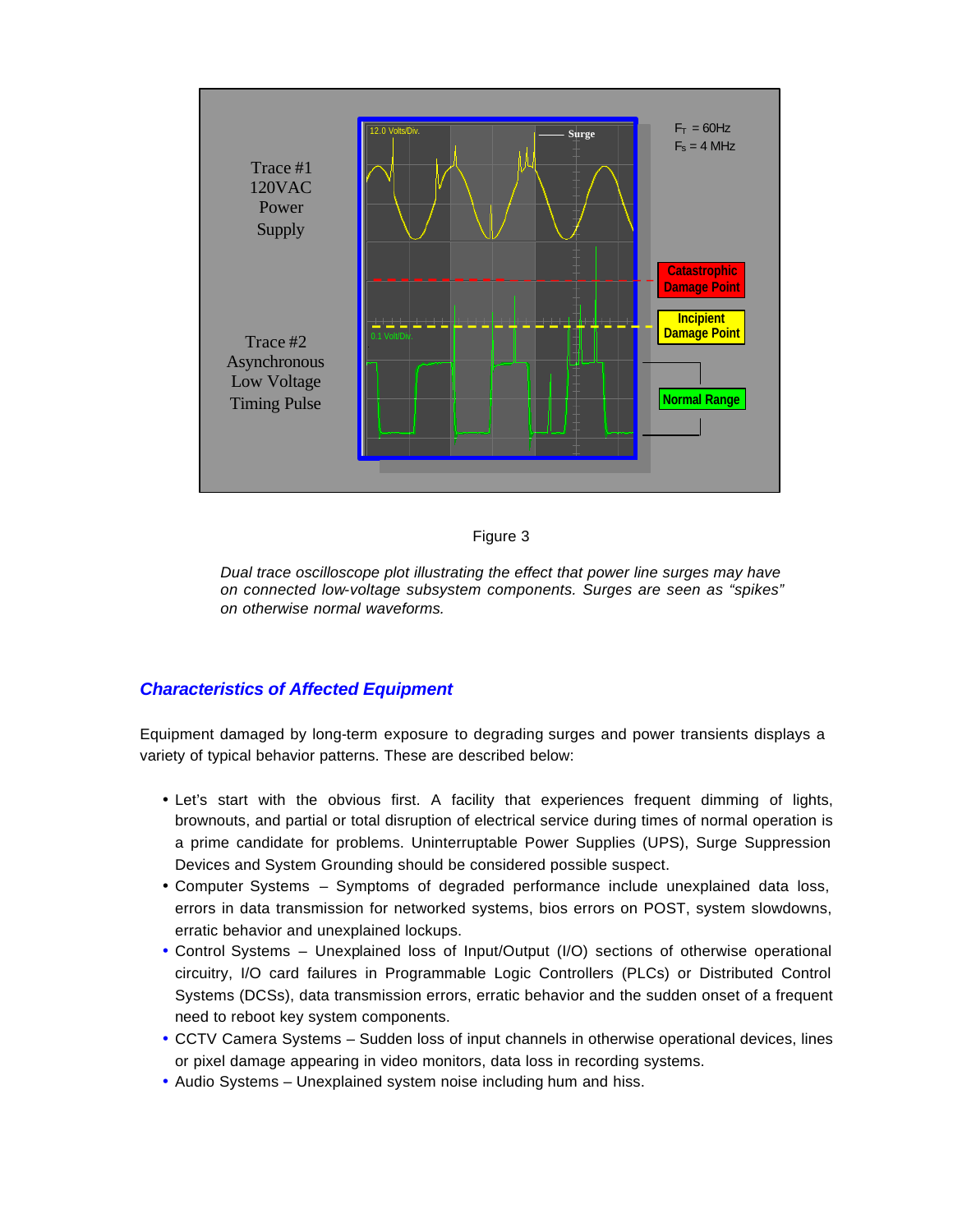Figure 3

*Dual trace oscilloscope plot illustrating the effect that power line surges may have on connected low-voltage subsystem components. Surges are seen as "spikes" on otherwise normal waveforms.*

## *Characteristics of Affected Equipment*

Equipment damaged by long-term exposure to degrading surges and power transients displays a variety of typical behavior patterns. These are described below:

- Let's start with the obvious first. A facility that experiences frequent dimming of lights, brownouts, and partial or total disruption of electrical service during times of normal operation is a prime candidate for problems. Uninterruptable Power Supplies (UPS), Surge Suppression Devices and System Grounding should be considered possible suspect.
- Computer Systems – Symptoms of degraded performance include unexplained data loss, errors in data transmission for networked systems, bios errors on POST, system slowdowns, erratic behavior and unexplained lockups.
- Control Systems – Unexplained loss of Input/Output (I/O) sections of otherwise operational circuitry, I/O card failures in Programmable Logic Controllers (PLCs) or Distributed Control Systems (DCSs), data transmission errors, erratic behavior and the sudden onset of a frequent need to reboot key system components.
- CCTV Camera Systems – Sudden loss of input channels in otherwise operational devices, lines or pixel damage appearing in video monitors, data loss in recording systems.
- Audio Systems – Unexplained system noise including hum and hiss.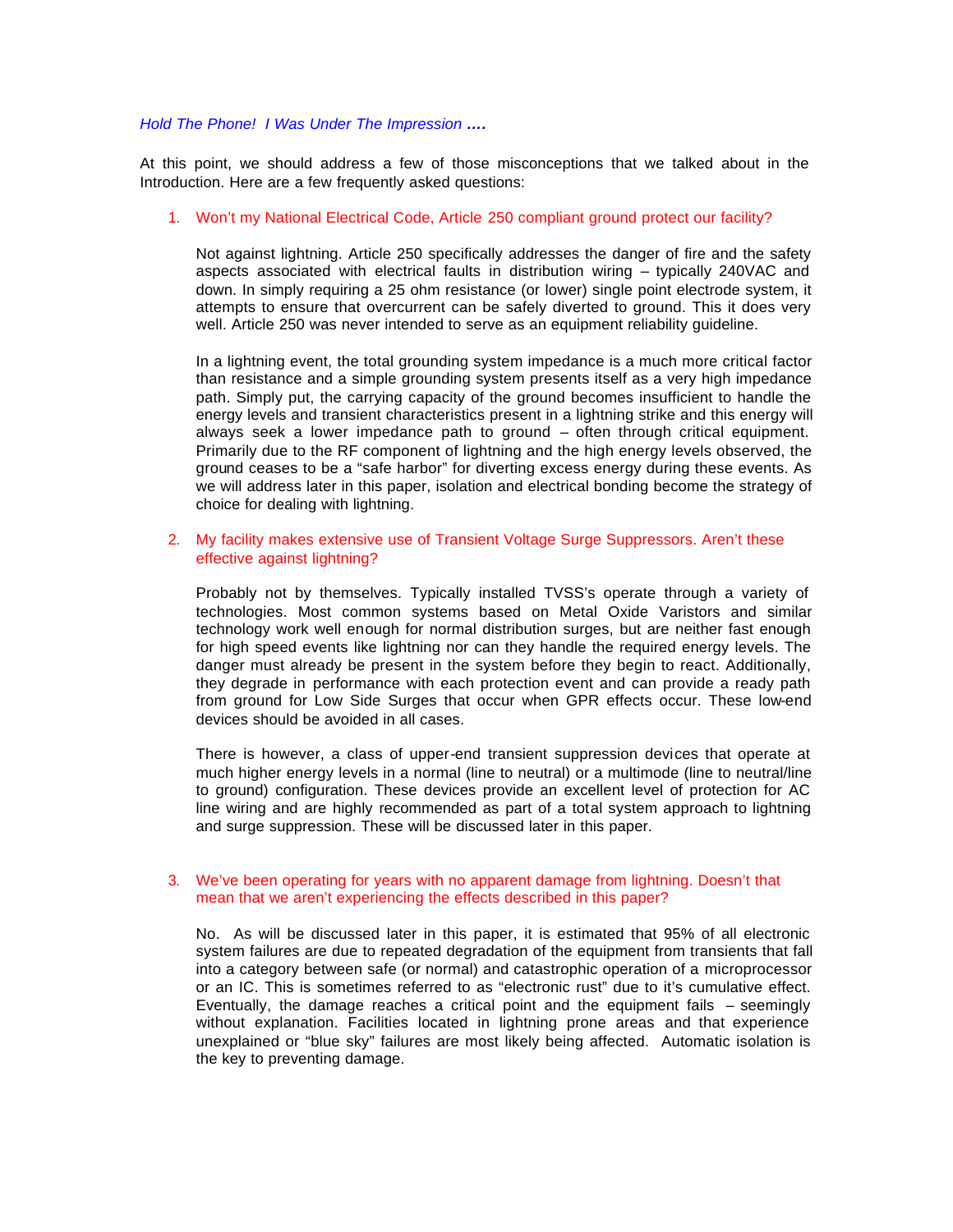*Hold The Phone! I Was Under The Impression ….*

At this point, we should address a few of those misconceptions that we talked about in the Introduction. Here are a few frequently asked questions:

1. Won't my National Electrical Code, Article 250 compliant ground protect our facility?

   Not against lightning. Article 250 specifically addresses the danger of fire and the safety aspects associated with electrical faults in distribution wiring – typically 240VAC and down. In simply requiring a 25 ohm resistance (or lower) single point electrode system, it attempts to ensure that overcurrent can be safely diverted to ground. This it does very well. Article 250 was never intended to serve as an equipment reliability guideline.

   In a lightning event, the total grounding system impedance is a much more critical factor than resistance and a simple grounding system presents itself as a very high impedance path. Simply put, the carrying capacity of the ground becomes insufficient to handle the energy levels and transient characteristics present in a lightning strike and this energy will always seek a lower impedance path to ground – often through critical equipment. Primarily due to the RF component of lightning and the high energy levels observed, the ground ceases to be a "safe harbor" for diverting excess energy during these events. As we will address later in this paper, isolation and electrical bonding become the strategy of choice for dealing with lightning.

2. My facility makes extensive use of Transient Voltage Surge Suppressors. Aren't these effective against lightning?

   Probably not by themselves. Typically installed TVSS's operate through a variety of technologies. Most common systems based on Metal Oxide Varistors and similar technology work well enough for normal distribution surges, but are neither fast enough for high speed events like lightning nor can they handle the required energy levels. The danger must already be present in the system before they begin to react. Additionally, they degrade in performance with each protection event and can provide a ready path from ground for Low Side Surges that occur when GPR effects occur. These low-end devices should be avoided in all cases.

   There is however, a class of upper-end transient suppression devices that operate at much higher energy levels in a normal (line to neutral) or a multimode (line to neutral/line to ground) configuration. These devices provide an excellent level of protection for AC line wiring and are highly recommended as part of a total system approach to lightning and surge suppression. These will be discussed later in this paper.

3. We've been operating for years with no apparent damage from lightning. Doesn't that mean that we aren't experiencing the effects described in this paper?

   No. As will be discussed later in this paper, it is estimated that 95% of all electronic system failures are due to repeated degradation of the equipment from transients that fall into a category between safe (or normal) and catastrophic operation of a microprocessor or an IC. This is sometimes referred to as "electronic rust" due to it's cumulative effect. Eventually, the damage reaches a critical point and the equipment fails – seemingly without explanation. Facilities located in lightning prone areas and that experience unexplained or "blue sky" failures are most likely being affected. Automatic isolation is the key to preventing damage.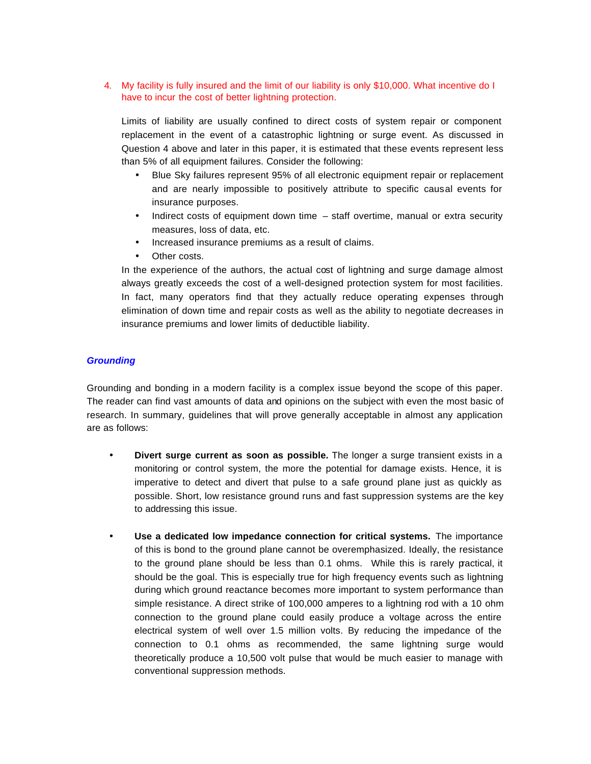4. My facility is fully insured and the limit of our liability is only $10,000. What incentive do I have to incur the cost of better lightning protection.

   Limits of liability are usually confined to direct costs of system repair or component replacement in the event of a catastrophic lightning or surge event. As discussed in Question 4 above and later in this paper, it is estimated that these events represent less than 5% of all equipment failures. Consider the following:

   - Blue Sky failures represent 95% of all electronic equipment repair or replacement and are nearly impossible to positively attribute to specific causal events for insurance purposes.
   - Indirect costs of equipment down time – staff overtime, manual or extra security measures, loss of data, etc.
   - Increased insurance premiums as a result of claims.
   - Other costs.

   In the experience of the authors, the actual cost of lightning and surge damage almost always greatly exceeds the cost of a well-designed protection system for most facilities. In fact, many operators find that they actually reduce operating expenses through elimination of down time and repair costs as well as the ability to negotiate decreases in insurance premiums and lower limits of deductible liability.

## ***Grounding***

Grounding and bonding in a modern facility is a complex issue beyond the scope of this paper. The reader can find vast amounts of data and opinions on the subject with even the most basic of research. In summary, guidelines that will prove generally acceptable in almost any application are as follows:

- **Divert surge current as soon as possible.** The longer a surge transient exists in a monitoring or control system, the more the potential for damage exists. Hence, it is imperative to detect and divert that pulse to a safe ground plane just as quickly as possible. Short, low resistance ground runs and fast suppression systems are the key to addressing this issue.

- **Use a dedicated low impedance connection for critical systems.** The importance of this is bond to the ground plane cannot be overemphasized. Ideally, the resistance to the ground plane should be less than 0.1 ohms. While this is rarely practical, it should be the goal. This is especially true for high frequency events such as lightning during which ground reactance becomes more important to system performance than simple resistance. A direct strike of 100,000 amperes to a lightning rod with a 10 ohm connection to the ground plane could easily produce a voltage across the entire electrical system of well over 1.5 million volts. By reducing the impedance of the connection to 0.1 ohms as recommended, the same lightning surge would theoretically produce a 10,500 volt pulse that would be much easier to manage with conventional suppression methods.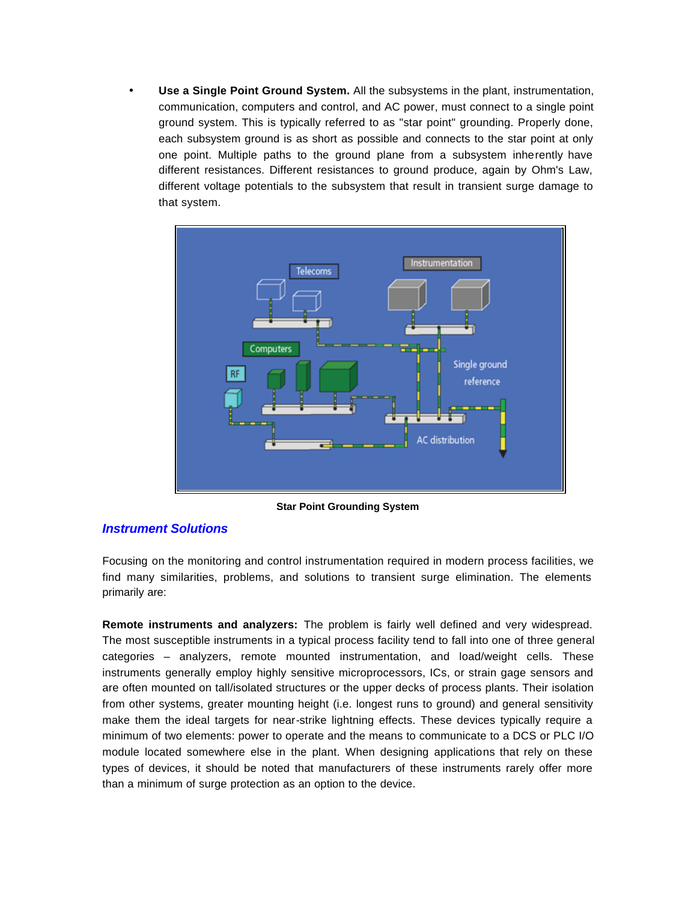- **Use a Single Point Ground System.** All the subsystems in the plant, instrumentation, communication, computers and control, and AC power, must connect to a single point ground system. This is typically referred to as "star point" grounding. Properly done, each subsystem ground is as short as possible and connects to the star point at only one point. Multiple paths to the ground plane from a subsystem inherently have different resistances. Different resistances to ground produce, again by Ohm's Law, different voltage potentials to the subsystem that result in transient surge damage to that system.

**Star Point Grounding System**

## *Instrument Solutions*

Focusing on the monitoring and control instrumentation required in modern process facilities, we find many similarities, problems, and solutions to transient surge elimination. The elements primarily are:

**Remote instruments and analyzers:** The problem is fairly well defined and very widespread. The most susceptible instruments in a typical process facility tend to fall into one of three general categories – analyzers, remote mounted instrumentation, and load/weight cells. These instruments generally employ highly sensitive microprocessors, ICs, or strain gage sensors and are often mounted on tall/isolated structures or the upper decks of process plants. Their isolation from other systems, greater mounting height (i.e. longest runs to ground) and general sensitivity make them the ideal targets for near-strike lightning effects. These devices typically require a minimum of two elements: power to operate and the means to communicate to a DCS or PLC I/O module located somewhere else in the plant. When designing applications that rely on these types of devices, it should be noted that manufacturers of these instruments rarely offer more than a minimum of surge protection as an option to the device.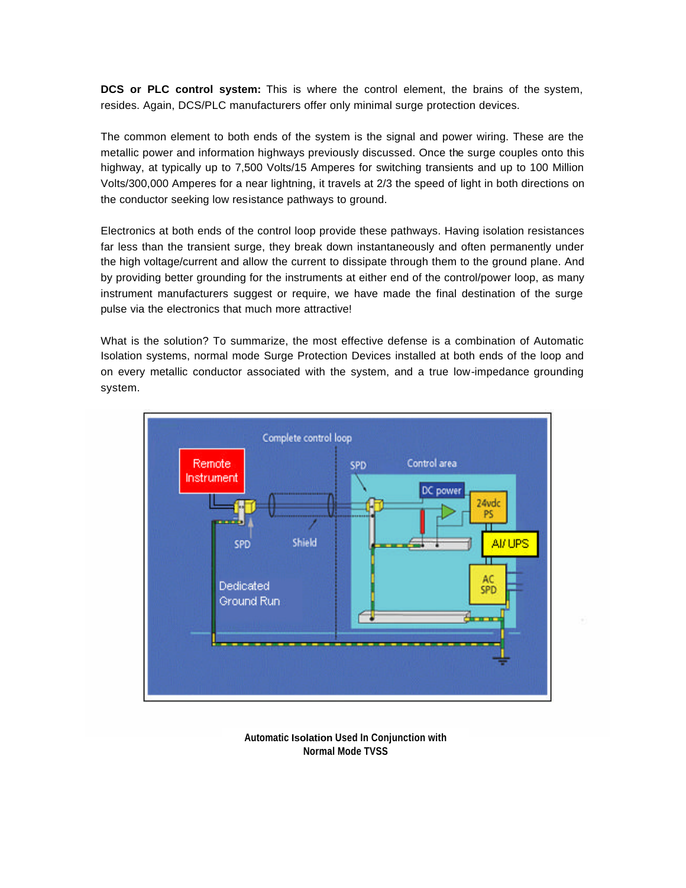**DCS or PLC control system:** This is where the control element, the brains of the system, resides. Again, DCS/PLC manufacturers offer only minimal surge protection devices.

The common element to both ends of the system is the signal and power wiring. These are the metallic power and information highways previously discussed. Once the surge couples onto this highway, at typically up to 7,500 Volts/15 Amperes for switching transients and up to 100 Million Volts/300,000 Amperes for a near lightning, it travels at 2/3 the speed of light in both directions on the conductor seeking low resistance pathways to ground.

Electronics at both ends of the control loop provide these pathways. Having isolation resistances far less than the transient surge, they break down instantaneously and often permanently under the high voltage/current and allow the current to dissipate through them to the ground plane. And by providing better grounding for the instruments at either end of the control/power loop, as many instrument manufacturers suggest or require, we have made the final destination of the surge pulse via the electronics that much more attractive!

What is the solution? To summarize, the most effective defense is a combination of Automatic Isolation systems, normal mode Surge Protection Devices installed at both ends of the loop and on every metallic conductor associated with the system, and a true low-impedance grounding system.

Complete control loop

Remote Instrument

SPD

Shield

Dedicated Ground Run

SPD

Control area

DC power

24vdc PS

AI/ UPS

AC SPD

**Automatic Isolation Used In Conjunction with Normal Mode TVSS**